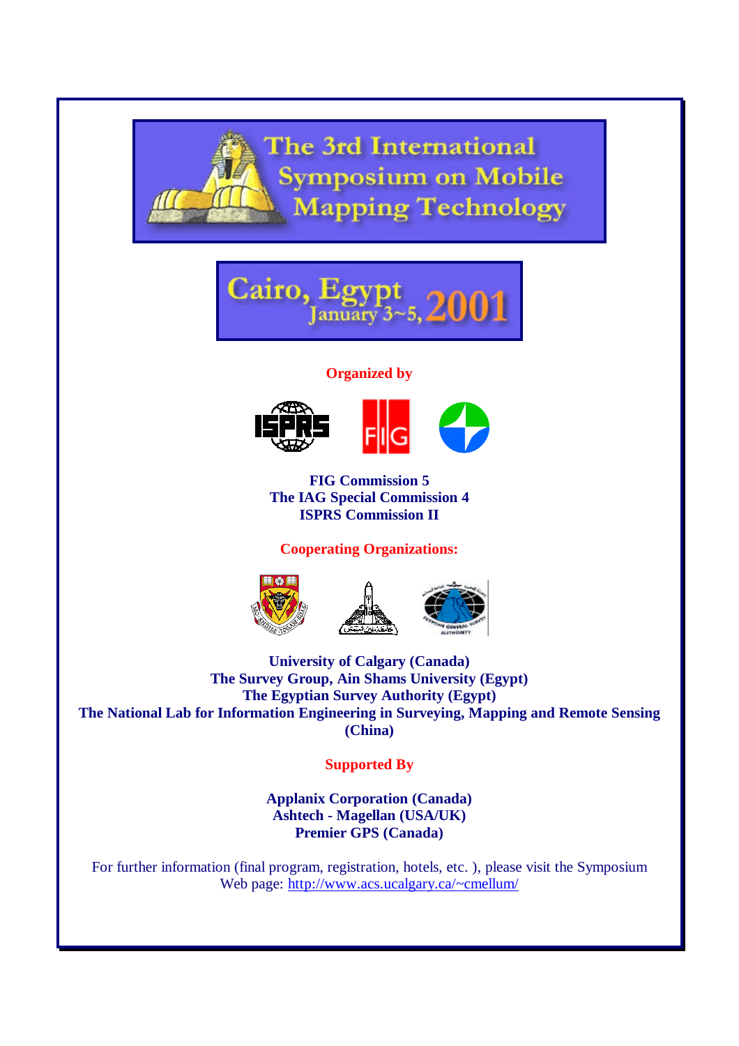# The 3rd International Symposium on Mobile Mapping Technology

## Cairo, Egypt January 3~5, 2001

**Organized by**

**FIG Commission 5**
**The IAG Special Commission 4**
**ISPRS Commission II**

**Cooperating Organizations:**

**University of Calgary (Canada)**
**The Survey Group, Ain Shams University (Egypt)**
**The Egyptian Survey Authority (Egypt)**
**The National Lab for Information Engineering in Surveying, Mapping and Remote Sensing (China)**

**Supported By**

**Applanix Corporation (Canada)**
**Ashtech - Magellan (USA/UK)**
**Premier GPS (Canada)**

For further information (final program, registration, hotels, etc. ), please visit the Symposium Web page: http://www.acs.ucalgary.ca/~cmellum/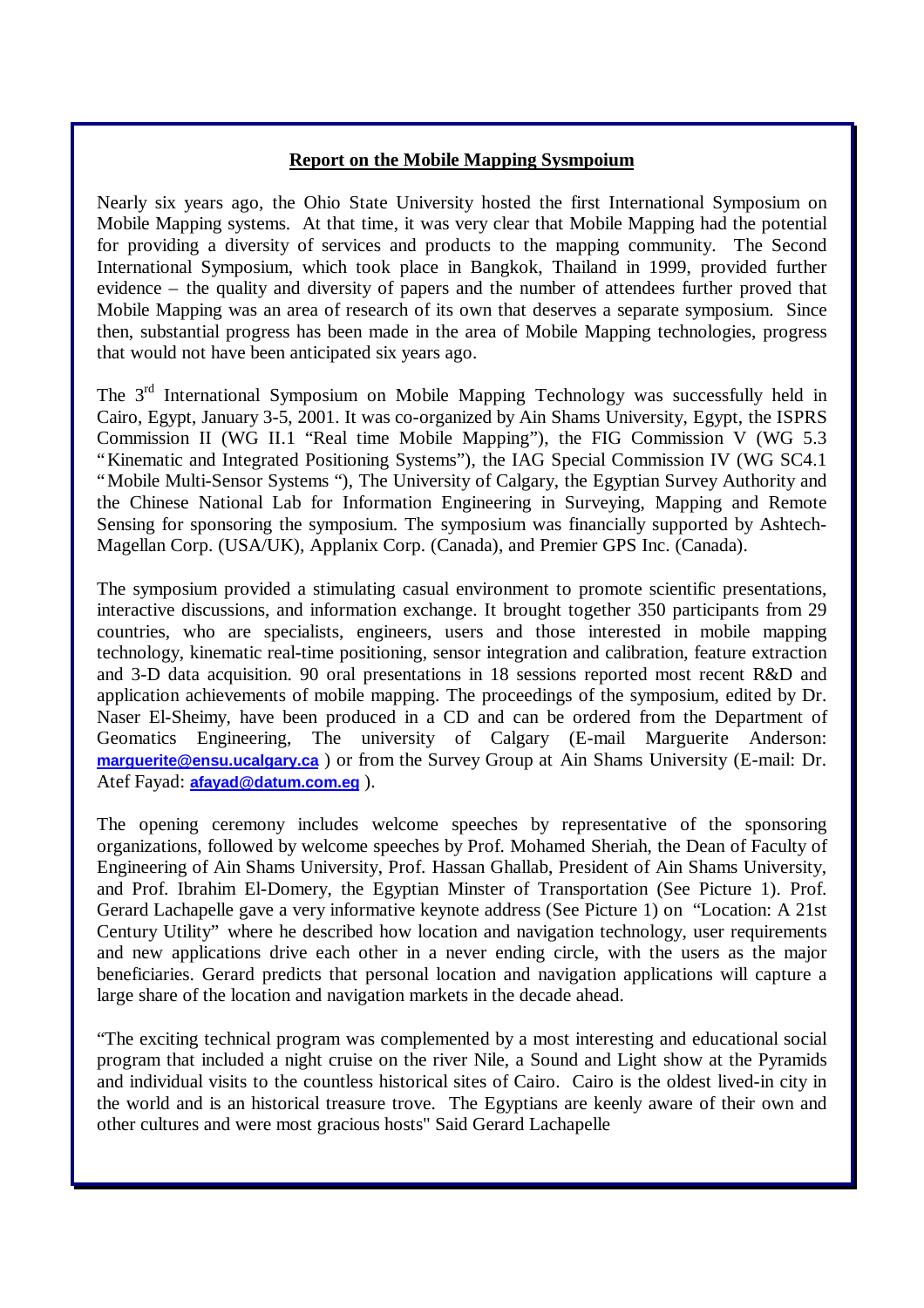**Report on the Mobile Mapping Sysmpoium**

Nearly six years ago, the Ohio State University hosted the first International Symposium on Mobile Mapping systems. At that time, it was very clear that Mobile Mapping had the potential for providing a diversity of services and products to the mapping community. The Second International Symposium, which took place in Bangkok, Thailand in 1999, provided further evidence – the quality and diversity of papers and the number of attendees further proved that Mobile Mapping was an area of research of its own that deserves a separate symposium. Since then, substantial progress has been made in the area of Mobile Mapping technologies, progress that would not have been anticipated six years ago.

The 3rd International Symposium on Mobile Mapping Technology was successfully held in Cairo, Egypt, January 3-5, 2001. It was co-organized by Ain Shams University, Egypt, the ISPRS Commission II (WG II.1 "Real time Mobile Mapping"), the FIG Commission V (WG 5.3 "Kinematic and Integrated Positioning Systems"), the IAG Special Commission IV (WG SC4.1 "Mobile Multi-Sensor Systems "), The University of Calgary, the Egyptian Survey Authority and the Chinese National Lab for Information Engineering in Surveying, Mapping and Remote Sensing for sponsoring the symposium. The symposium was financially supported by Ashtech-Magellan Corp. (USA/UK), Applanix Corp. (Canada), and Premier GPS Inc. (Canada).

The symposium provided a stimulating casual environment to promote scientific presentations, interactive discussions, and information exchange. It brought together 350 participants from 29 countries, who are specialists, engineers, users and those interested in mobile mapping technology, kinematic real-time positioning, sensor integration and calibration, feature extraction and 3-D data acquisition. 90 oral presentations in 18 sessions reported most recent R&D and application achievements of mobile mapping. The proceedings of the symposium, edited by Dr. Naser El-Sheimy, have been produced in a CD and can be ordered from the Department of Geomatics Engineering, The university of Calgary (E-mail Marguerite Anderson: **marguerite@ensu.ucalgary.ca** ) or from the Survey Group at Ain Shams University (E-mail: Dr. Atef Fayad: **afayad@datum.com.eg** ).

The opening ceremony includes welcome speeches by representative of the sponsoring organizations, followed by welcome speeches by Prof. Mohamed Sheriah, the Dean of Faculty of Engineering of Ain Shams University, Prof. Hassan Ghallab, President of Ain Shams University, and Prof. Ibrahim El-Domery, the Egyptian Minster of Transportation (See Picture 1). Prof. Gerard Lachapelle gave a very informative keynote address (See Picture 1) on "Location: A 21st Century Utility" where he described how location and navigation technology, user requirements and new applications drive each other in a never ending circle, with the users as the major beneficiaries. Gerard predicts that personal location and navigation applications will capture a large share of the location and navigation markets in the decade ahead.

"The exciting technical program was complemented by a most interesting and educational social program that included a night cruise on the river Nile, a Sound and Light show at the Pyramids and individual visits to the countless historical sites of Cairo. Cairo is the oldest lived-in city in the world and is an historical treasure trove. The Egyptians are keenly aware of their own and other cultures and were most gracious hosts" Said Gerard Lachapelle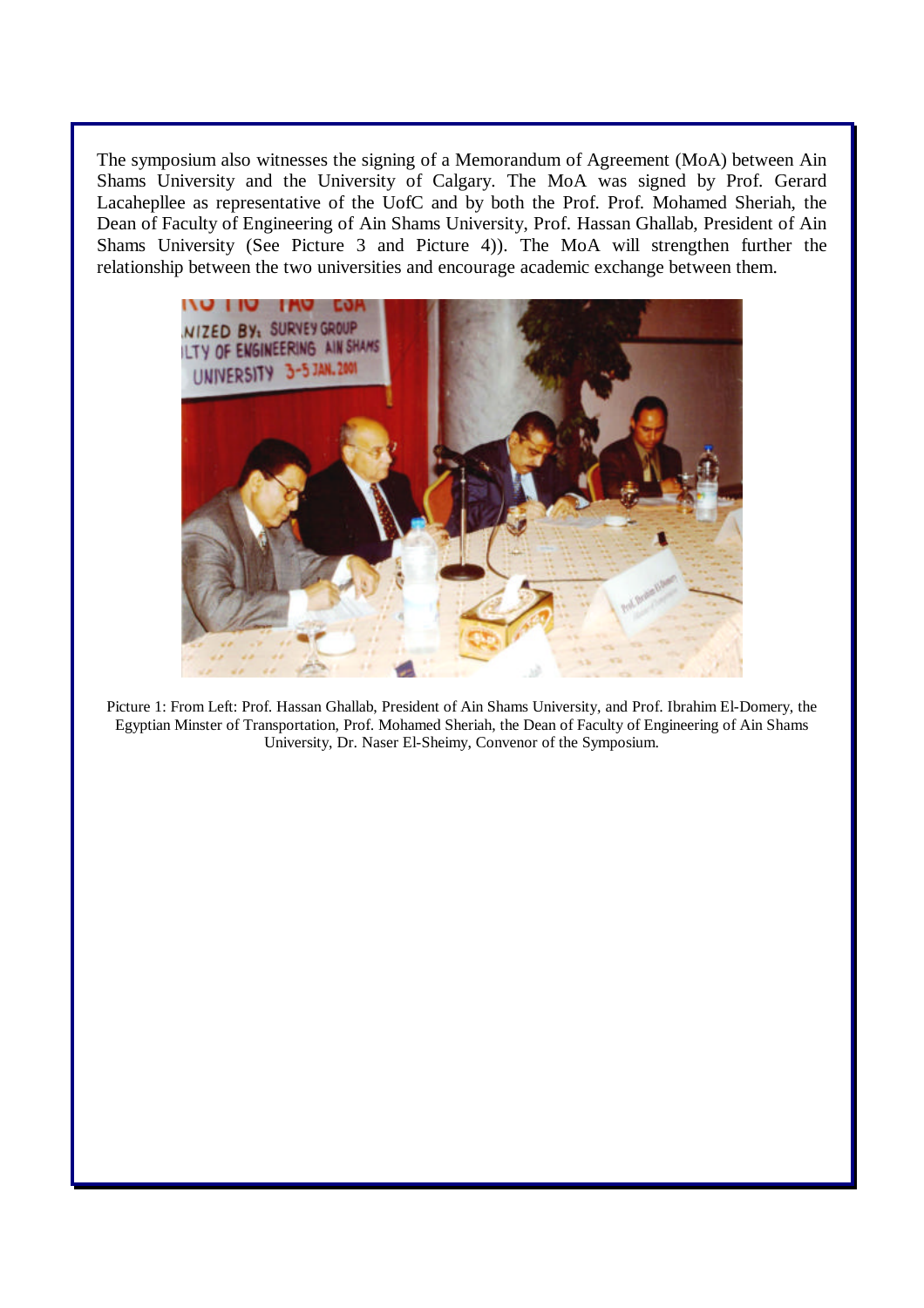The symposium also witnesses the signing of a Memorandum of Agreement (MoA) between Ain Shams University and the University of Calgary. The MoA was signed by Prof. Gerard Lacahepllee as representative of the UofC and by both the Prof. Prof. Mohamed Sheriah, the Dean of Faculty of Engineering of Ain Shams University, Prof. Hassan Ghallab, President of Ain Shams University (See Picture 3 and Picture 4)). The MoA will strengthen further the relationship between the two universities and encourage academic exchange between them.

Picture 1: From Left: Prof. Hassan Ghallab, President of Ain Shams University, and Prof. Ibrahim El-Domery, the Egyptian Minster of Transportation, Prof. Mohamed Sheriah, the Dean of Faculty of Engineering of Ain Shams University, Dr. Naser El-Sheimy, Convenor of the Symposium.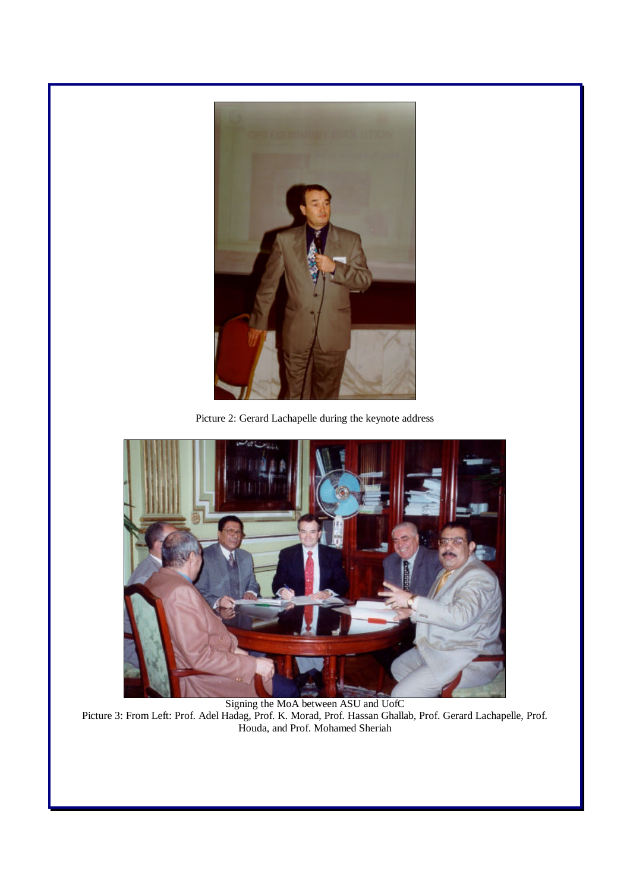Picture 2: Gerard Lachapelle during the keynote address

Signing the MoA between ASU and UofC

Picture 3: From Left: Prof. Adel Hadag, Prof. K. Morad, Prof. Hassan Ghallab, Prof. Gerard Lachapelle, Prof. Houda, and Prof. Mohamed Sheriah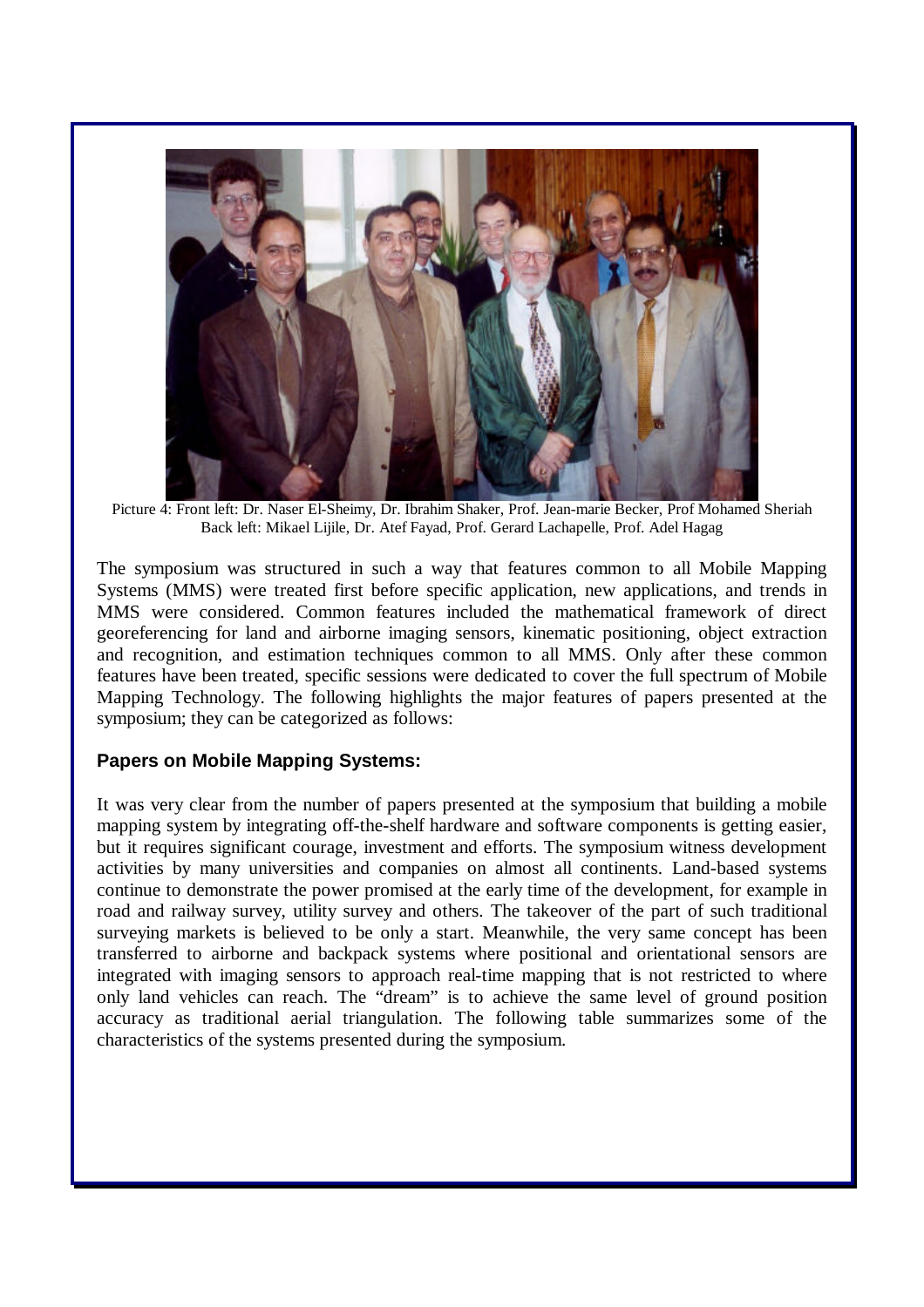Picture 4: Front left: Dr. Naser El-Sheimy, Dr. Ibrahim Shaker, Prof. Jean-marie Becker, Prof Mohamed Sheriah
Back left: Mikael Lijile, Dr. Atef Fayad, Prof. Gerard Lachapelle, Prof. Adel Hagag

The symposium was structured in such a way that features common to all Mobile Mapping Systems (MMS) were treated first before specific application, new applications, and trends in MMS were considered. Common features included the mathematical framework of direct georeferencing for land and airborne imaging sensors, kinematic positioning, object extraction and recognition, and estimation techniques common to all MMS. Only after these common features have been treated, specific sessions were dedicated to cover the full spectrum of Mobile Mapping Technology. The following highlights the major features of papers presented at the symposium; they can be categorized as follows:

### Papers on Mobile Mapping Systems:

It was very clear from the number of papers presented at the symposium that building a mobile mapping system by integrating off-the-shelf hardware and software components is getting easier, but it requires significant courage, investment and efforts. The symposium witness development activities by many universities and companies on almost all continents. Land-based systems continue to demonstrate the power promised at the early time of the development, for example in road and railway survey, utility survey and others. The takeover of the part of such traditional surveying markets is believed to be only a start. Meanwhile, the very same concept has been transferred to airborne and backpack systems where positional and orientational sensors are integrated with imaging sensors to approach real-time mapping that is not restricted to where only land vehicles can reach. The "dream" is to achieve the same level of ground position accuracy as traditional aerial triangulation. The following table summarizes some of the characteristics of the systems presented during the symposium.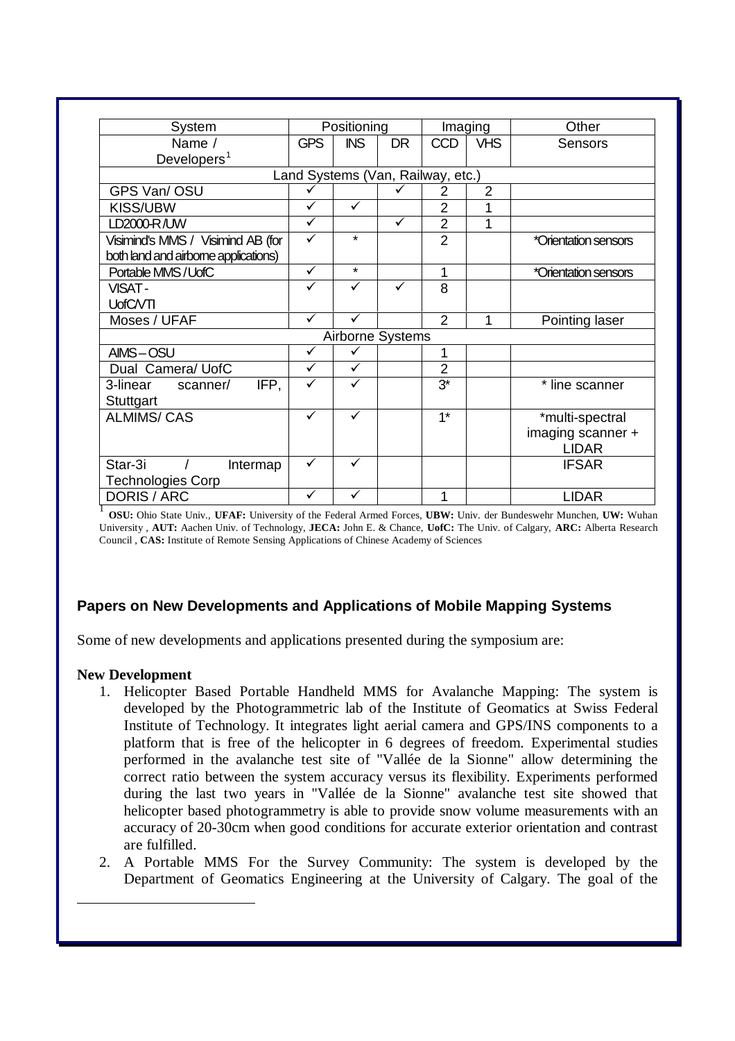| System | Positioning | | | Imaging | | Other |
|---|---|---|---|---|---|---|
| Name / Developers[1] | GPS | INS | DR | CCD | VHS | Sensors |
| Land Systems (Van, Railway, etc.) | | | | | | |
| GPS Van/ OSU | ✓ | | ✓ | 2 | 2 | |
| KISS/UBW | ✓ | ✓ | | 2 | 1 | |
| LD2000-R /UW | ✓ | | ✓ | 2 | 1 | |
| Visimind's MMS / Visimind AB (for both land and airborne applications) | ✓ | * | | 2 | | *Orientation sensors |
| Portable MMS / UofC | ✓ | * | | 1 | | *Orientation sensors |
| VISAT - UofC/VTI | ✓ | ✓ | ✓ | 8 | | |
| Moses / UFAF | ✓ | ✓ | | 2 | 1 | Pointing laser |
| Airborne Systems | | | | | | |
| AIMS – OSU | ✓ | ✓ | | 1 | | |
| Dual Camera/ UofC | ✓ | ✓ | | 2 | | |
| 3-linear scanner/ IFP, Stuttgart | ✓ | ✓ | | 3* | | * line scanner |
| ALMIMS/ CAS | ✓ | ✓ | | 1* | | *multi-spectral imaging scanner + LIDAR |
| Star-3i / Intermap Technologies Corp | ✓ | ✓ | | | | IFSAR |
| DORIS / ARC | ✓ | ✓ | | 1 | | LIDAR |

[1] **OSU:** Ohio State Univ., **UFAF:** University of the Federal Armed Forces, **UBW:** Univ. der Bundeswehr Munchen, **UW:** Wuhan University , **AUT:** Aachen Univ. of Technology, **JECA:** John E. & Chance, **UofC:** The Univ. of Calgary, **ARC:** Alberta Research Council , **CAS:** Institute of Remote Sensing Applications of Chinese Academy of Sciences

## Papers on New Developments and Applications of Mobile Mapping Systems

Some of new developments and applications presented during the symposium are:

**New Development**

1. Helicopter Based Portable Handheld MMS for Avalanche Mapping: The system is developed by the Photogrammetric lab of the Institute of Geomatics at Swiss Federal Institute of Technology. It integrates light aerial camera and GPS/INS components to a platform that is free of the helicopter in 6 degrees of freedom. Experimental studies performed in the avalanche test site of "Vallée de la Sionne" allow determining the correct ratio between the system accuracy versus its flexibility. Experiments performed during the last two years in "Vallée de la Sionne" avalanche test site showed that helicopter based photogrammetry is able to provide snow volume measurements with an accuracy of 20-30cm when good conditions for accurate exterior orientation and contrast are fulfilled.
2. A Portable MMS For the Survey Community: The system is developed by the Department of Geomatics Engineering at the University of Calgary. The goal of the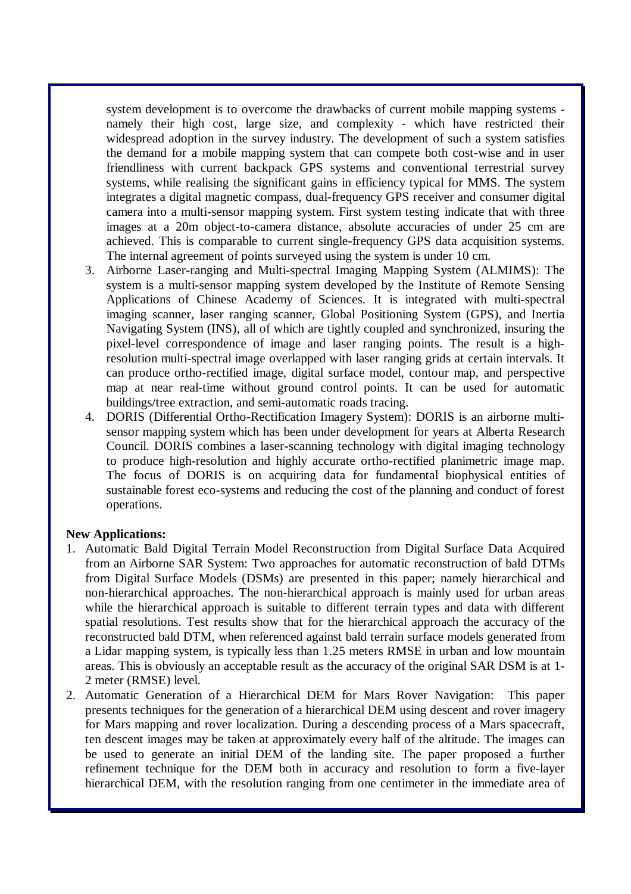system development is to overcome the drawbacks of current mobile mapping systems - namely their high cost, large size, and complexity - which have restricted their widespread adoption in the survey industry. The development of such a system satisfies the demand for a mobile mapping system that can compete both cost-wise and in user friendliness with current backpack GPS systems and conventional terrestrial survey systems, while realising the significant gains in efficiency typical for MMS. The system integrates a digital magnetic compass, dual-frequency GPS receiver and consumer digital camera into a multi-sensor mapping system. First system testing indicate that with three images at a 20m object-to-camera distance, absolute accuracies of under 25 cm are achieved. This is comparable to current single-frequency GPS data acquisition systems. The internal agreement of points surveyed using the system is under 10 cm.

3. Airborne Laser-ranging and Multi-spectral Imaging Mapping System (ALMIMS): The system is a multi-sensor mapping system developed by the Institute of Remote Sensing Applications of Chinese Academy of Sciences. It is integrated with multi-spectral imaging scanner, laser ranging scanner, Global Positioning System (GPS), and Inertia Navigating System (INS), all of which are tightly coupled and synchronized, insuring the pixel-level correspondence of image and laser ranging points. The result is a high-resolution multi-spectral image overlapped with laser ranging grids at certain intervals. It can produce ortho-rectified image, digital surface model, contour map, and perspective map at near real-time without ground control points. It can be used for automatic buildings/tree extraction, and semi-automatic roads tracing.
4. DORIS (Differential Ortho-Rectification Imagery System): DORIS is an airborne multi-sensor mapping system which has been under development for years at Alberta Research Council. DORIS combines a laser-scanning technology with digital imaging technology to produce high-resolution and highly accurate ortho-rectified planimetric image map. The focus of DORIS is on acquiring data for fundamental biophysical entities of sustainable forest eco-systems and reducing the cost of the planning and conduct of forest operations.

**New Applications:**

1. Automatic Bald Digital Terrain Model Reconstruction from Digital Surface Data Acquired from an Airborne SAR System: Two approaches for automatic reconstruction of bald DTMs from Digital Surface Models (DSMs) are presented in this paper; namely hierarchical and non-hierarchical approaches. The non-hierarchical approach is mainly used for urban areas while the hierarchical approach is suitable to different terrain types and data with different spatial resolutions. Test results show that for the hierarchical approach the accuracy of the reconstructed bald DTM, when referenced against bald terrain surface models generated from a Lidar mapping system, is typically less than 1.25 meters RMSE in urban and low mountain areas. This is obviously an acceptable result as the accuracy of the original SAR DSM is at 1-2 meter (RMSE) level.
2. Automatic Generation of a Hierarchical DEM for Mars Rover Navigation: This paper presents techniques for the generation of a hierarchical DEM using descent and rover imagery for Mars mapping and rover localization. During a descending process of a Mars spacecraft, ten descent images may be taken at approximately every half of the altitude. The images can be used to generate an initial DEM of the landing site. The paper proposed a further refinement technique for the DEM both in accuracy and resolution to form a five-layer hierarchical DEM, with the resolution ranging from one centimeter in the immediate area of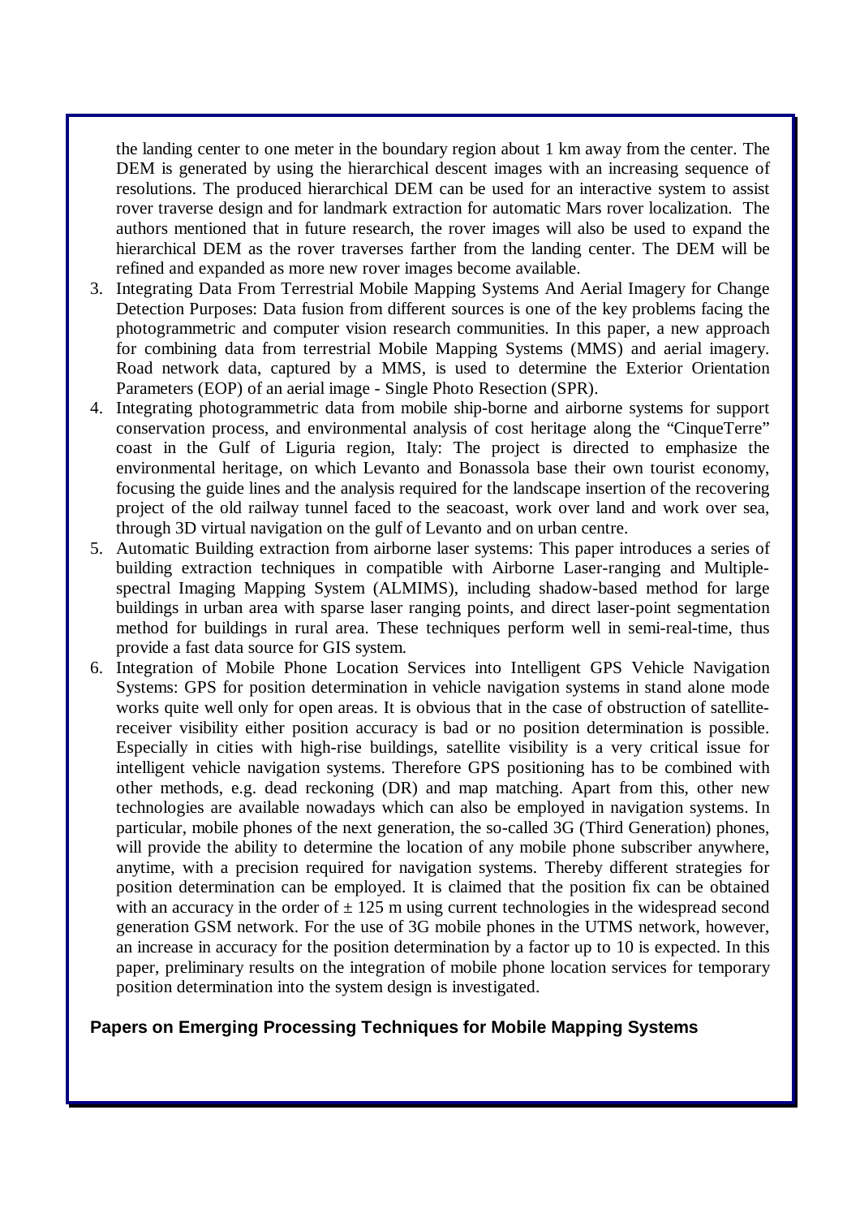the landing center to one meter in the boundary region about 1 km away from the center. The DEM is generated by using the hierarchical descent images with an increasing sequence of resolutions. The produced hierarchical DEM can be used for an interactive system to assist rover traverse design and for landmark extraction for automatic Mars rover localization. The authors mentioned that in future research, the rover images will also be used to expand the hierarchical DEM as the rover traverses farther from the landing center. The DEM will be refined and expanded as more new rover images become available.

3. Integrating Data From Terrestrial Mobile Mapping Systems And Aerial Imagery for Change Detection Purposes: Data fusion from different sources is one of the key problems facing the photogrammetric and computer vision research communities. In this paper, a new approach for combining data from terrestrial Mobile Mapping Systems (MMS) and aerial imagery. Road network data, captured by a MMS, is used to determine the Exterior Orientation Parameters (EOP) of an aerial image - Single Photo Resection (SPR).
4. Integrating photogrammetric data from mobile ship-borne and airborne systems for support conservation process, and environmental analysis of cost heritage along the "CinqueTerre" coast in the Gulf of Liguria region, Italy: The project is directed to emphasize the environmental heritage, on which Levanto and Bonassola base their own tourist economy, focusing the guide lines and the analysis required for the landscape insertion of the recovering project of the old railway tunnel faced to the seacoast, work over land and work over sea, through 3D virtual navigation on the gulf of Levanto and on urban centre.
5. Automatic Building extraction from airborne laser systems: This paper introduces a series of building extraction techniques in compatible with Airborne Laser-ranging and Multiple-spectral Imaging Mapping System (ALMIMS), including shadow-based method for large buildings in urban area with sparse laser ranging points, and direct laser-point segmentation method for buildings in rural area. These techniques perform well in semi-real-time, thus provide a fast data source for GIS system.
6. Integration of Mobile Phone Location Services into Intelligent GPS Vehicle Navigation Systems: GPS for position determination in vehicle navigation systems in stand alone mode works quite well only for open areas. It is obvious that in the case of obstruction of satellite-receiver visibility either position accuracy is bad or no position determination is possible. Especially in cities with high-rise buildings, satellite visibility is a very critical issue for intelligent vehicle navigation systems. Therefore GPS positioning has to be combined with other methods, e.g. dead reckoning (DR) and map matching. Apart from this, other new technologies are available nowadays which can also be employed in navigation systems. In particular, mobile phones of the next generation, the so-called 3G (Third Generation) phones, will provide the ability to determine the location of any mobile phone subscriber anywhere, anytime, with a precision required for navigation systems. Thereby different strategies for position determination can be employed. It is claimed that the position fix can be obtained with an accuracy in the order of $\pm$ 125 m using current technologies in the widespread second generation GSM network. For the use of 3G mobile phones in the UTMS network, however, an increase in accuracy for the position determination by a factor up to 10 is expected. In this paper, preliminary results on the integration of mobile phone location services for temporary position determination into the system design is investigated.

### Papers on Emerging Processing Techniques for Mobile Mapping Systems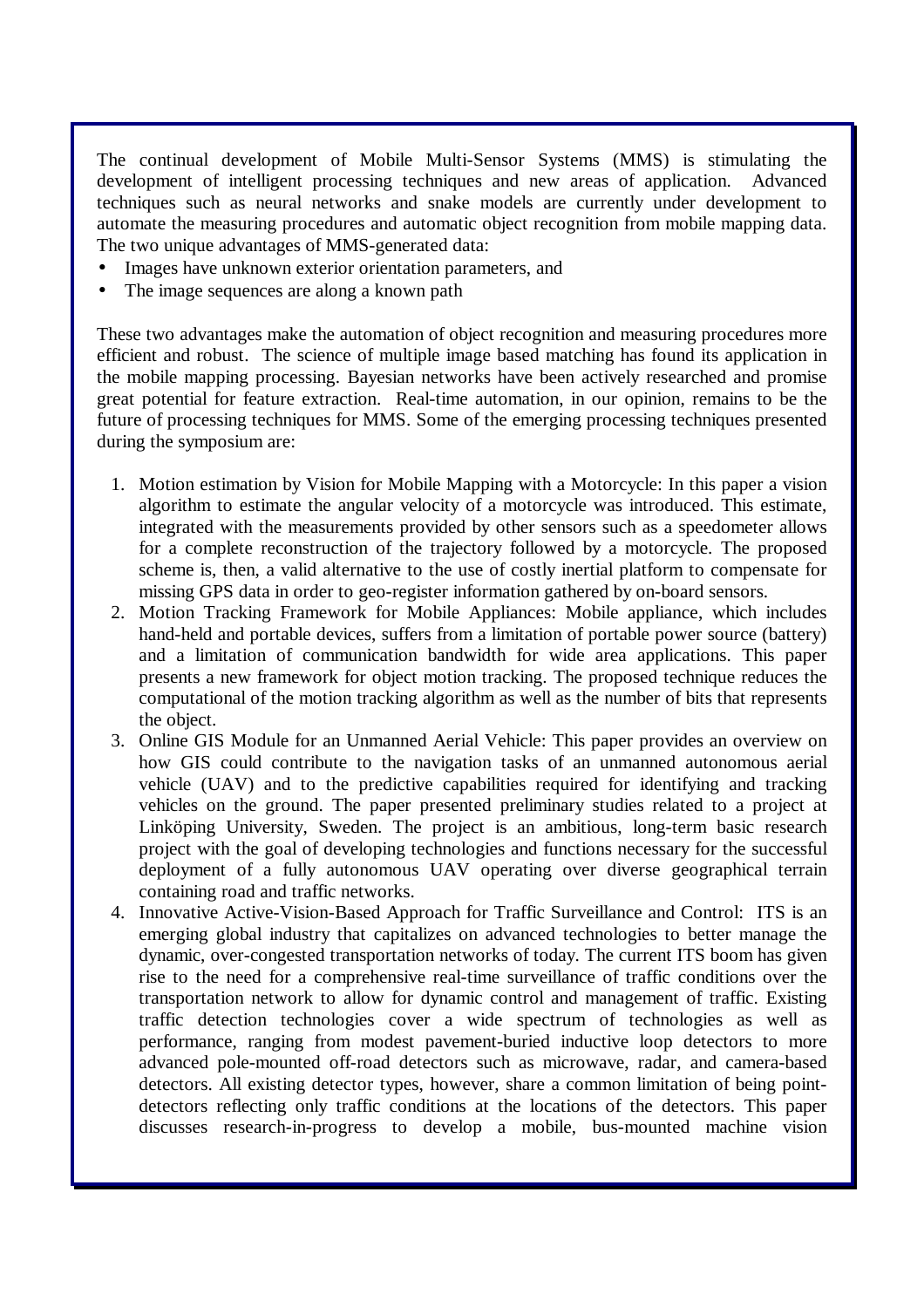The continual development of Mobile Multi-Sensor Systems (MMS) is stimulating the development of intelligent processing techniques and new areas of application. Advanced techniques such as neural networks and snake models are currently under development to automate the measuring procedures and automatic object recognition from mobile mapping data. The two unique advantages of MMS-generated data:

- Images have unknown exterior orientation parameters, and
- The image sequences are along a known path

These two advantages make the automation of object recognition and measuring procedures more efficient and robust. The science of multiple image based matching has found its application in the mobile mapping processing. Bayesian networks have been actively researched and promise great potential for feature extraction. Real-time automation, in our opinion, remains to be the future of processing techniques for MMS. Some of the emerging processing techniques presented during the symposium are:

1. Motion estimation by Vision for Mobile Mapping with a Motorcycle: In this paper a vision algorithm to estimate the angular velocity of a motorcycle was introduced. This estimate, integrated with the measurements provided by other sensors such as a speedometer allows for a complete reconstruction of the trajectory followed by a motorcycle. The proposed scheme is, then, a valid alternative to the use of costly inertial platform to compensate for missing GPS data in order to geo-register information gathered by on-board sensors.
2. Motion Tracking Framework for Mobile Appliances: Mobile appliance, which includes hand-held and portable devices, suffers from a limitation of portable power source (battery) and a limitation of communication bandwidth for wide area applications. This paper presents a new framework for object motion tracking. The proposed technique reduces the computational of the motion tracking algorithm as well as the number of bits that represents the object.
3. Online GIS Module for an Unmanned Aerial Vehicle: This paper provides an overview on how GIS could contribute to the navigation tasks of an unmanned autonomous aerial vehicle (UAV) and to the predictive capabilities required for identifying and tracking vehicles on the ground. The paper presented preliminary studies related to a project at Linköping University, Sweden. The project is an ambitious, long-term basic research project with the goal of developing technologies and functions necessary for the successful deployment of a fully autonomous UAV operating over diverse geographical terrain containing road and traffic networks.
4. Innovative Active-Vision-Based Approach for Traffic Surveillance and Control: ITS is an emerging global industry that capitalizes on advanced technologies to better manage the dynamic, over-congested transportation networks of today. The current ITS boom has given rise to the need for a comprehensive real-time surveillance of traffic conditions over the transportation network to allow for dynamic control and management of traffic. Existing traffic detection technologies cover a wide spectrum of technologies as well as performance, ranging from modest pavement-buried inductive loop detectors to more advanced pole-mounted off-road detectors such as microwave, radar, and camera-based detectors. All existing detector types, however, share a common limitation of being point-detectors reflecting only traffic conditions at the locations of the detectors. This paper discusses research-in-progress to develop a mobile, bus-mounted machine vision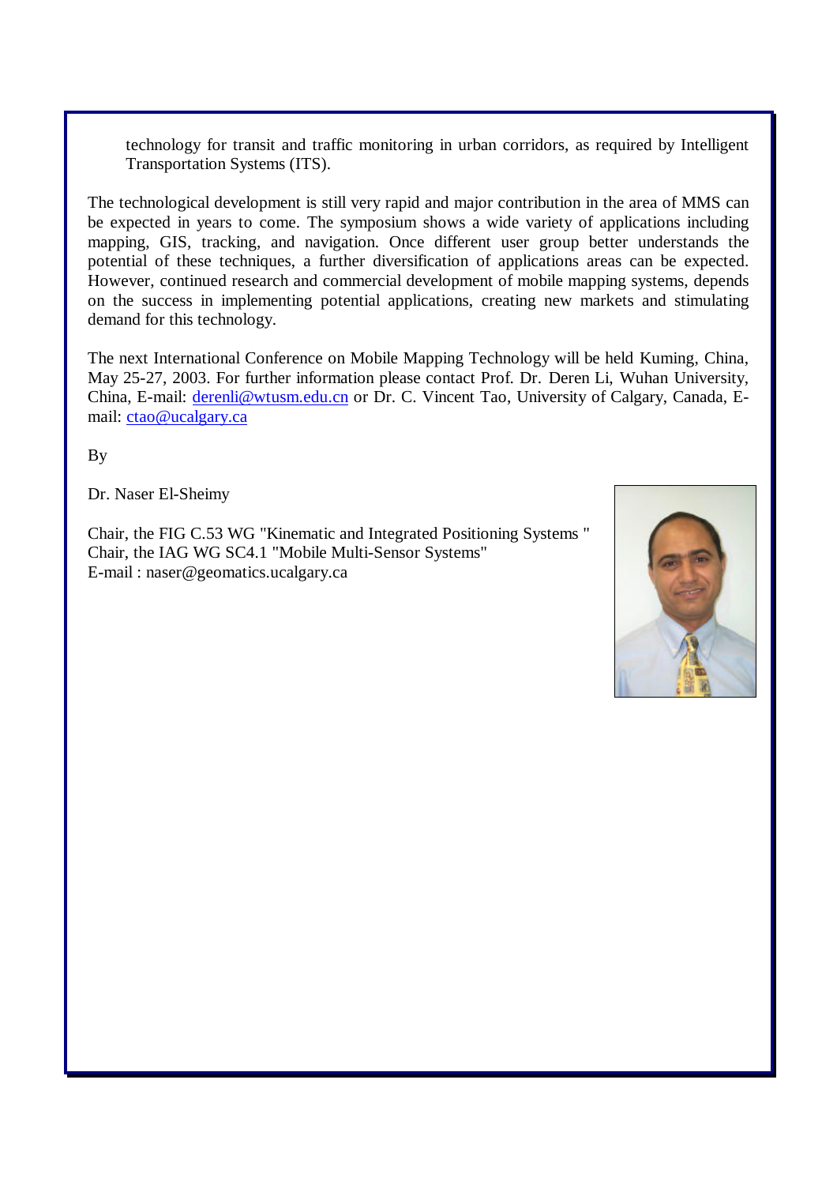technology for transit and traffic monitoring in urban corridors, as required by Intelligent Transportation Systems (ITS).

The technological development is still very rapid and major contribution in the area of MMS can be expected in years to come. The symposium shows a wide variety of applications including mapping, GIS, tracking, and navigation. Once different user group better understands the potential of these techniques, a further diversification of applications areas can be expected. However, continued research and commercial development of mobile mapping systems, depends on the success in implementing potential applications, creating new markets and stimulating demand for this technology.

The next International Conference on Mobile Mapping Technology will be held Kuming, China, May 25-27, 2003. For further information please contact Prof. Dr. Deren Li, Wuhan University, China, E-mail: derenli@wtusm.edu.cn or Dr. C. Vincent Tao, University of Calgary, Canada, E-mail: ctao@ucalgary.ca

By

Dr. Naser El-Sheimy

Chair, the FIG C.53 WG "Kinematic and Integrated Positioning Systems "
Chair, the IAG WG SC4.1 "Mobile Multi-Sensor Systems"
E-mail : naser@geomatics.ucalgary.ca